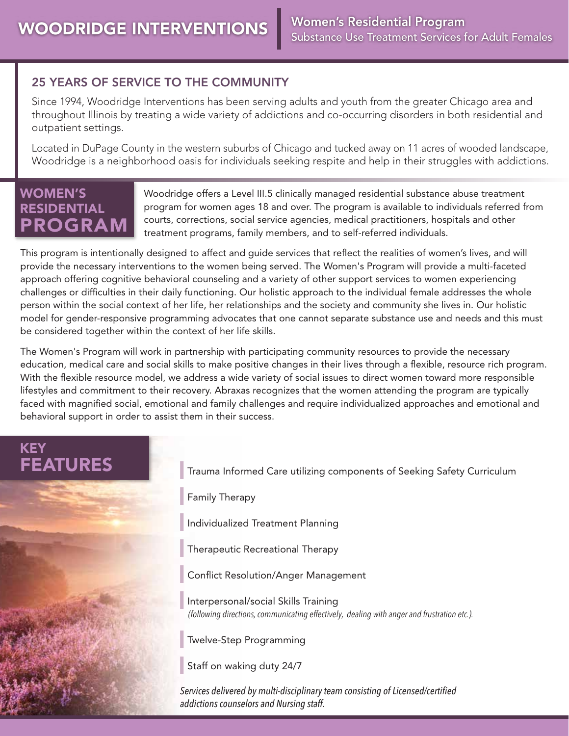# WOODRIDGE INTERVENTIONS

**Women's Residential Program**
Substance Use Treatment Services for Adult Females

## 25 YEARS OF SERVICE TO THE COMMUNITY

Since 1994, Woodridge Interventions has been serving adults and youth from the greater Chicago area and throughout Illinois by treating a wide variety of addictions and co-occurring disorders in both residential and outpatient settings.

Located in DuPage County in the western suburbs of Chicago and tucked away on 11 acres of wooded landscape, Woodridge is a neighborhood oasis for individuals seeking respite and help in their struggles with addictions.

## WOMEN'S RESIDENTIAL PROGRAM

Woodridge offers a Level III.5 clinically managed residential substance abuse treatment program for women ages 18 and over. The program is available to individuals referred from courts, corrections, social service agencies, medical practitioners, hospitals and other treatment programs, family members, and to self-referred individuals.

This program is intentionally designed to affect and guide services that reflect the realities of women's lives, and will provide the necessary interventions to the women being served. The Women's Program will provide a multi-faceted approach offering cognitive behavioral counseling and a variety of other support services to women experiencing challenges or difficulties in their daily functioning. Our holistic approach to the individual female addresses the whole person within the social context of her life, her relationships and the society and community she lives in. Our holistic model for gender-responsive programming advocates that one cannot separate substance use and needs and this must be considered together within the context of her life skills.

The Women's Program will work in partnership with participating community resources to provide the necessary education, medical care and social skills to make positive changes in their lives through a flexible, resource rich program. With the flexible resource model, we address a wide variety of social issues to direct women toward more responsible lifestyles and commitment to their recovery. Abraxas recognizes that the women attending the program are typically faced with magnified social, emotional and family challenges and require individualized approaches and emotional and behavioral support in order to assist them in their success.

## KEY FEATURES

- Trauma Informed Care utilizing components of Seeking Safety Curriculum
- Family Therapy
- Individualized Treatment Planning
- Therapeutic Recreational Therapy
- Conflict Resolution/Anger Management
- Interpersonal/social Skills Training
  *(following directions, communicating effectively, dealing with anger and frustration etc.).*
- Twelve-Step Programming
- Staff on waking duty 24/7

*Services delivered by multi-disciplinary team consisting of Licensed/certified addictions counselors and Nursing staff.*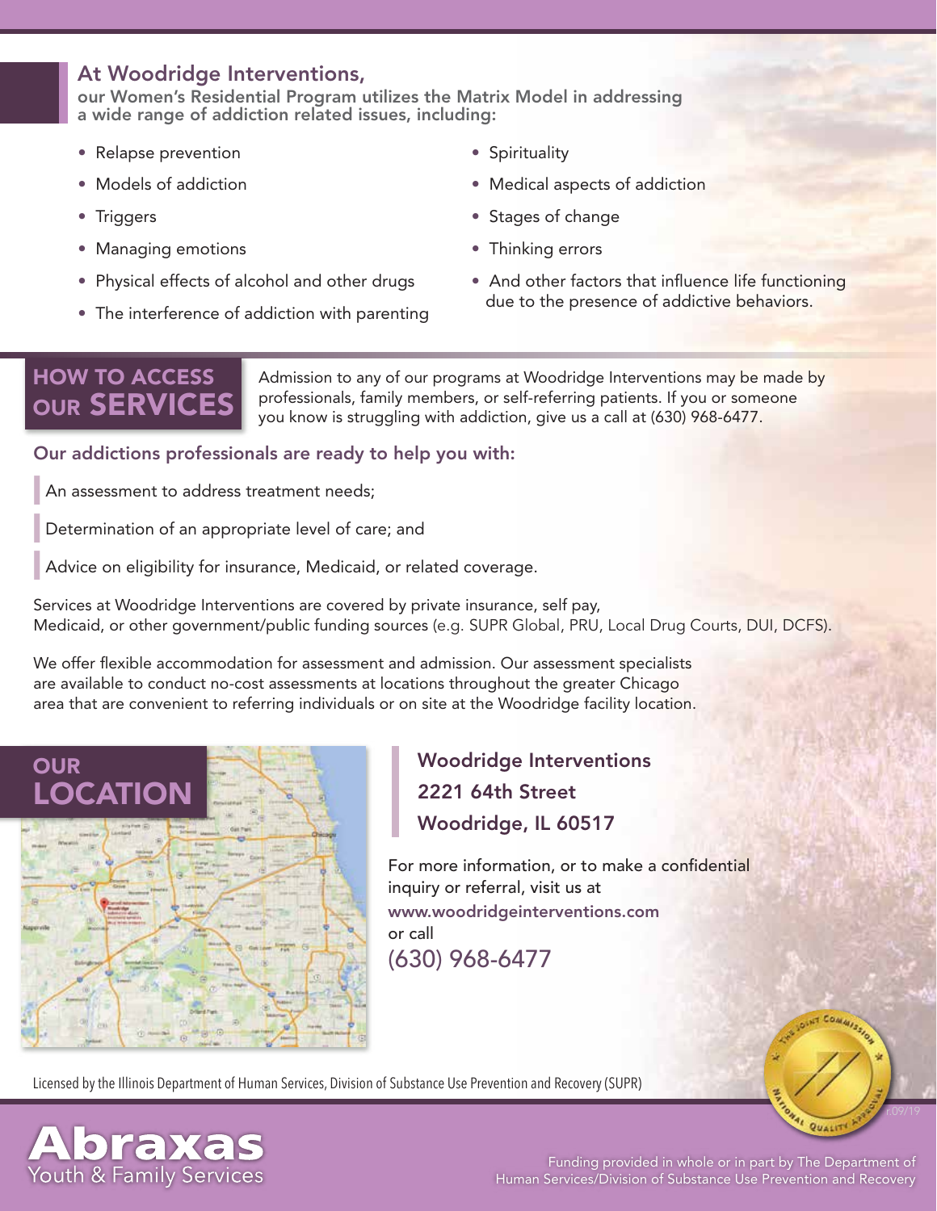## At Woodridge Interventions,

our Women's Residential Program utilizes the Matrix Model in addressing a wide range of addiction related issues, including:

- Relapse prevention
- Models of addiction
- Triggers
- Managing emotions
- Physical effects of alcohol and other drugs
- The interference of addiction with parenting
- Spirituality
- Medical aspects of addiction
- Stages of change
- Thinking errors
- And other factors that influence life functioning due to the presence of addictive behaviors.

## HOW TO ACCESS OUR SERVICES

Admission to any of our programs at Woodridge Interventions may be made by professionals, family members, or self-referring patients. If you or someone you know is struggling with addiction, give us a call at (630) 968-6477.

### Our addictions professionals are ready to help you with:

- An assessment to address treatment needs;
- Determination of an appropriate level of care; and
- Advice on eligibility for insurance, Medicaid, or related coverage.

Services at Woodridge Interventions are covered by private insurance, self pay, Medicaid, or other government/public funding sources (e.g. SUPR Global, PRU, Local Drug Courts, DUI, DCFS).

We offer flexible accommodation for assessment and admission. Our assessment specialists are available to conduct no-cost assessments at locations throughout the greater Chicago area that are convenient to referring individuals or on site at the Woodridge facility location.

## OUR LOCATION

**Woodridge Interventions**
**2221 64th Street**
**Woodridge, IL 60517**

For more information, or to make a confidential inquiry or referral, visit us at www.woodridgeinterventions.com or call

(630) 968-6477

Licensed by the Illinois Department of Human Services, Division of Substance Use Prevention and Recovery (SUPR)

r.09/19

**Abraxas**
Youth & Family Services

Funding provided in whole or in part by The Department of Human Services/Division of Substance Use Prevention and Recovery